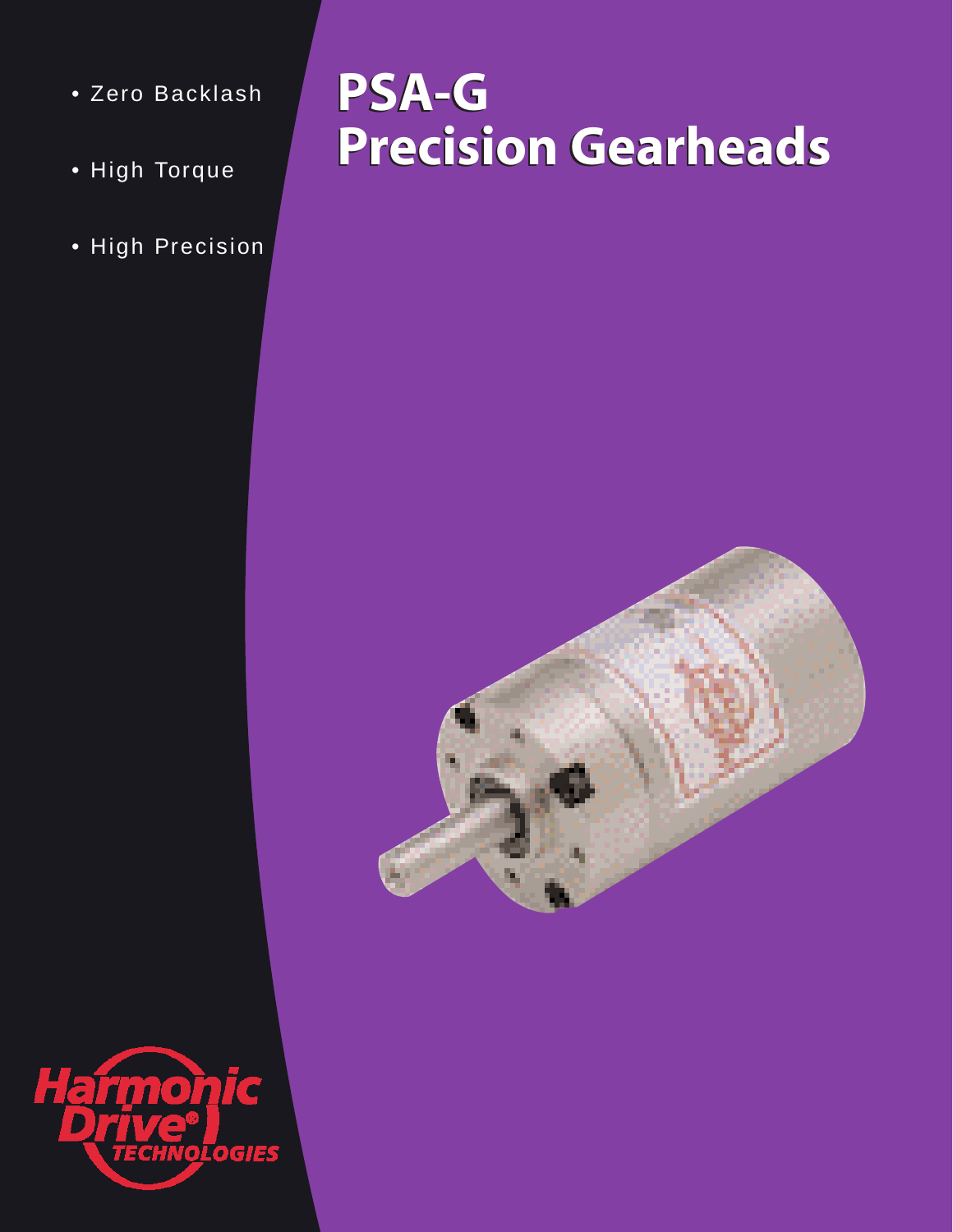# PSA-G Precision Gearheads

- Zero Backlash
- High Torque
- High Precision

Harmonic Drive® TECHNOLOGIES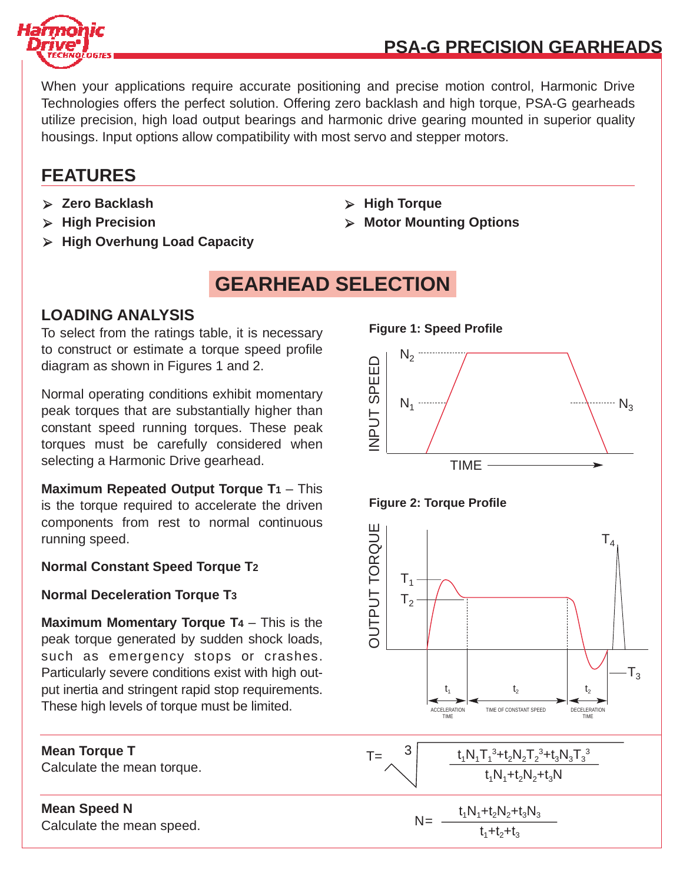## PSA-G PRECISION GEARHEADS

When your applications require accurate positioning and precise motion control, Harmonic Drive Technologies offers the perfect solution. Offering zero backlash and high torque, PSA-G gearheads utilize precision, high load output bearings and harmonic drive gearing mounted in superior quality housings. Input options allow compatibility with most servo and stepper motors.

## FEATURES

- **Zero Backlash**
- **High Precision**
- **High Overhung Load Capacity**
- **High Torque**
- **Motor Mounting Options**

# GEARHEAD SELECTION

## LOADING ANALYSIS

To select from the ratings table, it is necessary to construct or estimate a torque speed profile diagram as shown in Figures 1 and 2.

Normal operating conditions exhibit momentary peak torques that are substantially higher than constant speed running torques. These peak torques must be carefully considered when selecting a Harmonic Drive gearhead.

**Maximum Repeated Output Torque $T_1$** – This is the torque required to accelerate the driven components from rest to normal continuous running speed.

**Normal Constant Speed Torque $T_2$**

**Normal Deceleration Torque $T_3$**

**Maximum Momentary Torque $T_4$** – This is the peak torque generated by sudden shock loads, such as emergency stops or crashes. Particularly severe conditions exist with high output inertia and stringent rapid stop requirements. These high levels of torque must be limited.

**Figure 1: Speed Profile**

**Figure 2: Torque Profile**

**Mean Torque T**
Calculate the mean torque.

$$T = \sqrt[3]{\frac{t_1N_1T_1^3 + t_2N_2T_2^3 + t_3N_3T_3^3}{t_1N_1 + t_2N_2 + t_3N}}$$

**Mean Speed N**
Calculate the mean speed.

$$N = \frac{t_1N_1 + t_2N_2 + t_3N_3}{t_1 + t_2 + t_3}$$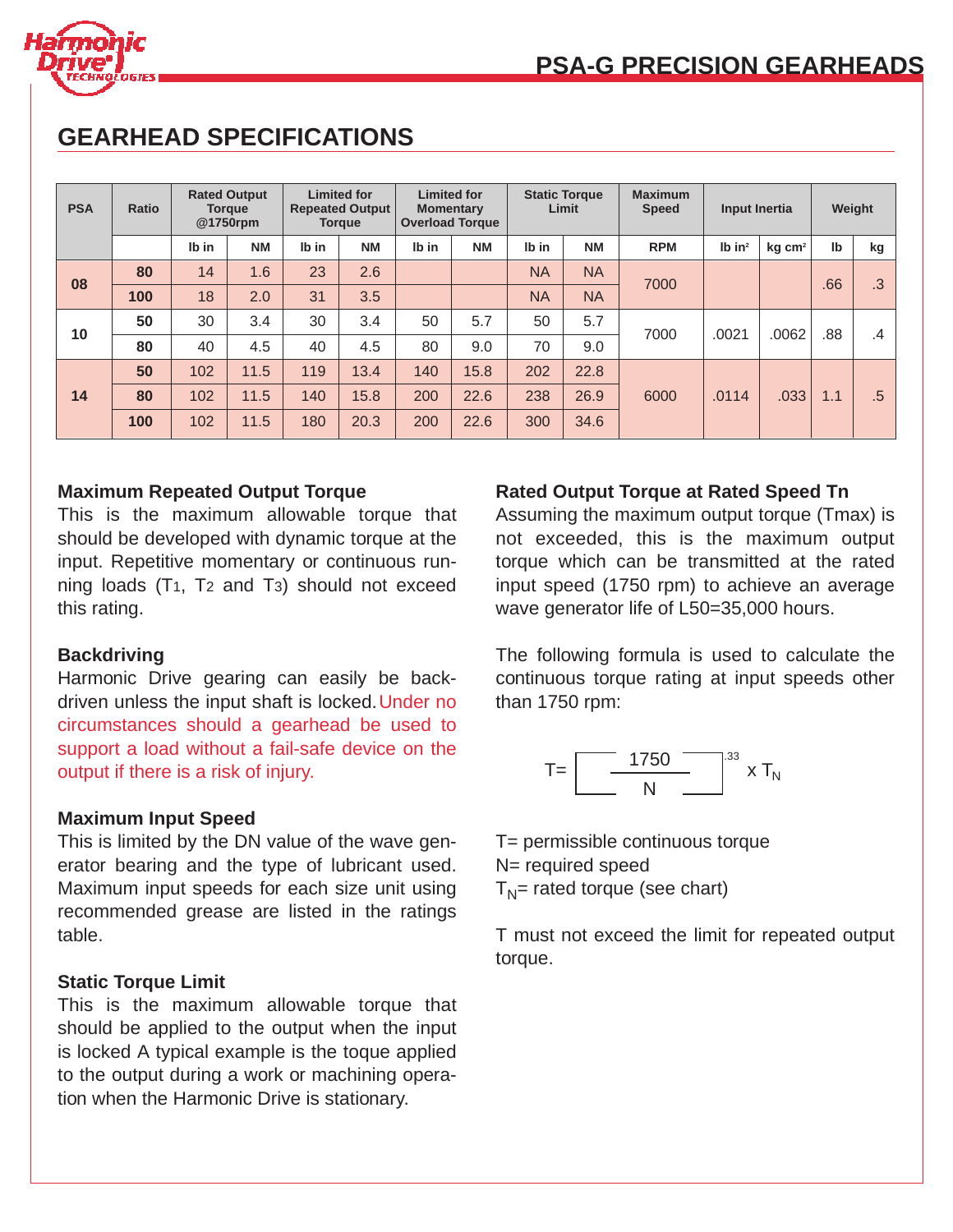## GEARHEAD SPECIFICATIONS

| PSA | Ratio | Rated Output Torque @1750rpm | | Limited for Repeated Output Torque | | Limited for Momentary Overload Torque | | Static Torque Limit | | Maximum Speed | Input Inertia | | Weight | |
|---|---|---|---|---|---|---|---|---|---|---|---|---|---|---|
| | | lb in | NM | lb in | NM | lb in | NM | lb in | NM | RPM | lb in² | kg cm² | lb | kg |
| 08 | 80 | 14 | 1.6 | 23 | 2.6 | | | NA | NA | 7000 | | | .66 | .3 |
| | 100 | 18 | 2.0 | 31 | 3.5 | | | NA | NA | | | | | |
| 10 | 50 | 30 | 3.4 | 30 | 3.4 | 50 | 5.7 | 50 | 5.7 | 7000 | .0021 | .0062 | .88 | .4 |
| | 80 | 40 | 4.5 | 40 | 4.5 | 80 | 9.0 | 70 | 9.0 | | | | | |
| 14 | 50 | 102 | 11.5 | 119 | 13.4 | 140 | 15.8 | 202 | 22.8 | 6000 | .0114 | .033 | 1.1 | .5 |
| | 80 | 102 | 11.5 | 140 | 15.8 | 200 | 22.6 | 238 | 26.9 | | | | | |
| | 100 | 102 | 11.5 | 180 | 20.3 | 200 | 22.6 | 300 | 34.6 | | | | | |

**Maximum Repeated Output Torque**
This is the maximum allowable torque that should be developed with dynamic torque at the input. Repetitive momentary or continuous running loads ($T_1$, $T_2$ and $T_3$) should not exceed this rating.

**Backdriving**
Harmonic Drive gearing can easily be backdriven unless the input shaft is locked. Under no circumstances should a gearhead be used to support a load without a fail-safe device on the output if there is a risk of injury.

**Maximum Input Speed**
This is limited by the DN value of the wave generator bearing and the type of lubricant used. Maximum input speeds for each size unit using recommended grease are listed in the ratings table.

**Static Torque Limit**
This is the maximum allowable torque that should be applied to the output when the input is locked A typical example is the toque applied to the output during a work or machining operation when the Harmonic Drive is stationary.

**Rated Output Torque at Rated Speed Tn**
Assuming the maximum output torque (Tmax) is not exceeded, this is the maximum output torque which can be transmitted at the rated input speed (1750 rpm) to achieve an average wave generator life of L50=35,000 hours.

The following formula is used to calculate the continuous torque rating at input speeds other than 1750 rpm:

$$T = \left[\frac{1750}{N}\right]^{.33} \times T_N$$

T= permissible continuous torque
N= required speed
$T_N$= rated torque (see chart)

T must not exceed the limit for repeated output torque.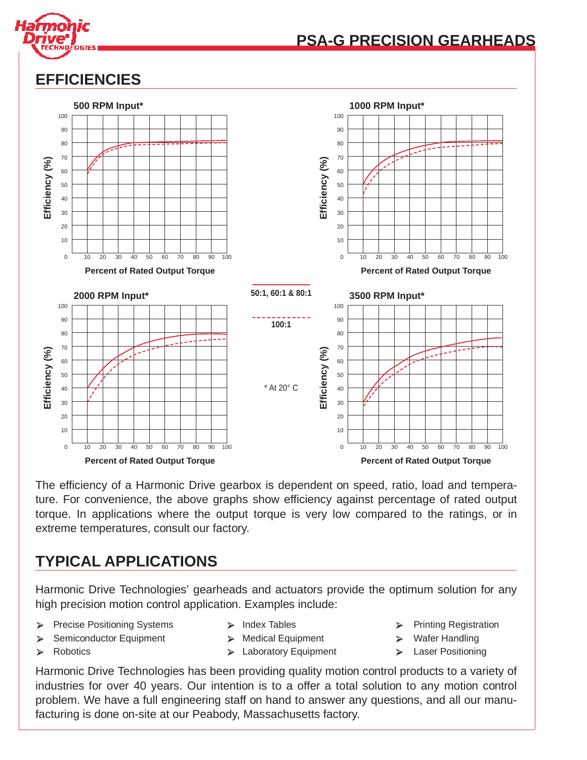# EFFICIENCIES

**500 RPM Input***

**1000 RPM Input***

**2000 RPM Input***

**3500 RPM Input***

Efficiency (%)

Percent of Rated Output Torque

**50:1, 60:1 & 80:1**

**100:1**

* At 20° C

The efficiency of a Harmonic Drive gearbox is dependent on speed, ratio, load and temperature. For convenience, the above graphs show efficiency against percentage of rated output torque. In applications where the output torque is very low compared to the ratings, or in extreme temperatures, consult our factory.

# TYPICAL APPLICATIONS

Harmonic Drive Technologies' gearheads and actuators provide the optimum solution for any high precision motion control application. Examples include:

- Precise Positioning Systems
- Semiconductor Equipment
- Robotics
- Index Tables
- Medical Equipment
- Laboratory Equipment
- Printing Registration
- Wafer Handling
- Laser Positioning

Harmonic Drive Technologies has been providing quality motion control products to a variety of industries for over 40 years. Our intention is to a offer a total solution to any motion control problem. We have a full engineering staff on hand to answer any questions, and all our manufacturing is done on-site at our Peabody, Massachusetts factory.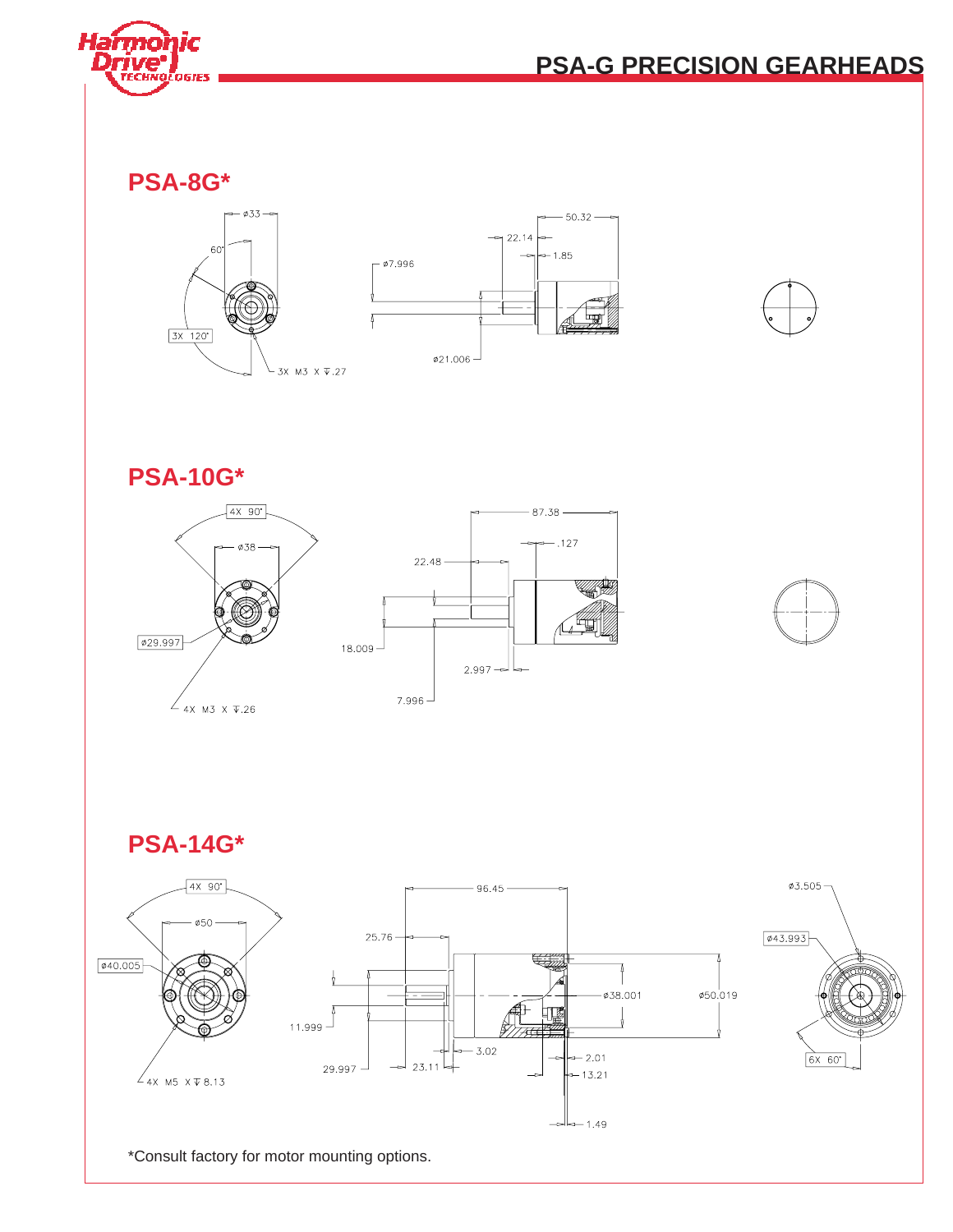# PSA-G PRECISION GEARHEADS

## PSA-8G*

ø33

60°

3X 120°

3X M3 X ↧.27

50.32

22.14

1.85

ø7.996

ø21.006

## PSA-10G*

4X 90°

ø38

ø29.997

4X M3 X ↧.26

87.38

.127

22.48

18.009

2.997

7.996

## PSA-14G*

4X 90°

ø50

ø40.005

4X M5 X ↧ 8.13

96.45

25.76

11.999

29.997

23.11

3.02

ø38.001

ø50.019

2.01

13.21

1.49

ø3.505

ø43.993

6X 60°

*Consult factory for motor mounting options.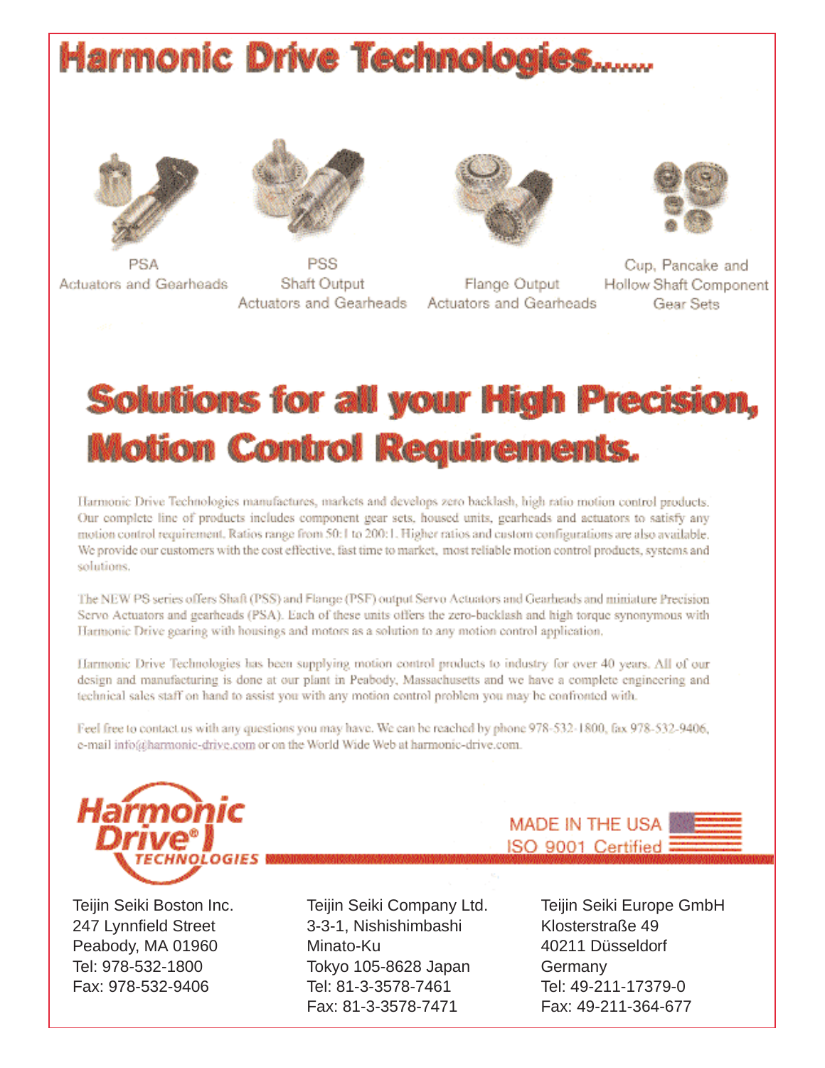# Harmonic Drive Technologies.......

PSA
Actuators and Gearheads

PSS
Shaft Output
Actuators and Gearheads

Flange Output
Actuators and Gearheads

Cup, Pancake and
Hollow Shaft Component
Gear Sets

## Solutions for all your High Precision, Motion Control Requirements.

Harmonic Drive Technologies manufactures, markets and develops zero backlash, high ratio motion control products. Our complete line of products includes component gear sets, housed units, gearheads and actuators to satisfy any motion control requirement. Ratios range from 50:1 to 200:1. Higher ratios and custom configurations are also available. We provide our customers with the cost effective, fast time to market, most reliable motion control products, systems and solutions.

The NEW PS series offers Shaft (PSS) and Flange (PSF) output Servo Actuators and Gearheads and miniature Precision Servo Actuators and gearheads (PSA). Each of these units offers the zero-backlash and high torque synonymous with Harmonic Drive gearing with housings and motors as a solution to any motion control application.

Harmonic Drive Technologies has been supplying motion control products to industry for over 40 years. All of our design and manufacturing is done at our plant in Peabody, Massachusetts and we have a complete engineering and technical sales staff on hand to assist you with any motion control problem you may be confronted with.

Feel free to contact us with any questions you may have. We can be reached by phone 978-532-1800, fax 978-532-9406, e-mail info@harmonic-drive.com or on the World Wide Web at harmonic-drive.com.

Harmonic Drive® TECHNOLOGIES

MADE IN THE USA
ISO 9001 Certified

Teijin Seiki Boston Inc.
247 Lynnfield Street
Peabody, MA 01960
Tel: 978-532-1800
Fax: 978-532-9406

Teijin Seiki Company Ltd.
3-3-1, Nishishimbashi
Minato-Ku
Tokyo 105-8628 Japan
Tel: 81-3-3578-7461
Fax: 81-3-3578-7471

Teijin Seiki Europe GmbH
Klosterstraße 49
40211 Düsseldorf
Germany
Tel: 49-211-17379-0
Fax: 49-211-364-677